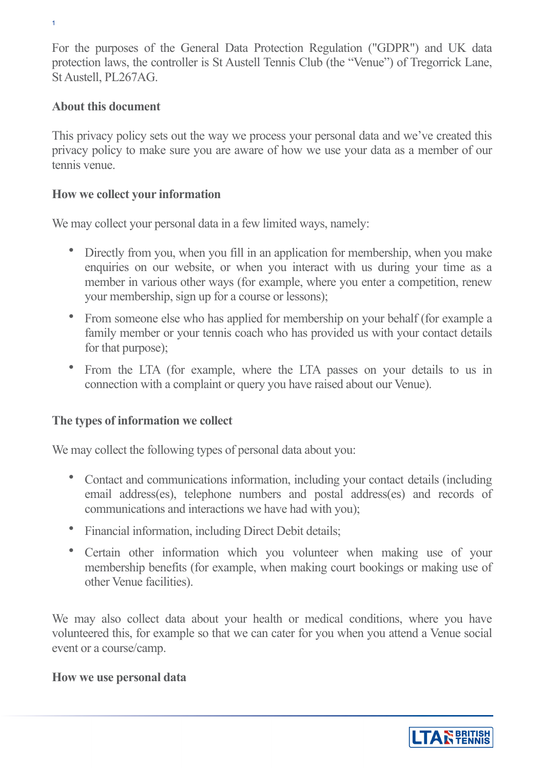For the purposes of the General Data Protection Regulation ("GDPR") and UK data protection laws, the controller is St Austell Tennis Club (the "Venue") of Tregorrick Lane, St Austell, PL267AG.

**About this document**

This privacy policy sets out the way we process your personal data and we've created this privacy policy to make sure you are aware of how we use your data as a member of our tennis venue.

**How we collect your information**

We may collect your personal data in a few limited ways, namely:

- Directly from you, when you fill in an application for membership, when you make enquiries on our website, or when you interact with us during your time as a member in various other ways (for example, where you enter a competition, renew your membership, sign up for a course or lessons);
- From someone else who has applied for membership on your behalf (for example a family member or your tennis coach who has provided us with your contact details for that purpose);
- From the LTA (for example, where the LTA passes on your details to us in connection with a complaint or query you have raised about our Venue).

**The types of information we collect**

We may collect the following types of personal data about you:

- Contact and communications information, including your contact details (including email address(es), telephone numbers and postal address(es) and records of communications and interactions we have had with you);
- Financial information, including Direct Debit details;
- Certain other information which you volunteer when making use of your membership benefits (for example, when making court bookings or making use of other Venue facilities).

We may also collect data about your health or medical conditions, where you have volunteered this, for example so that we can cater for you when you attend a Venue social event or a course/camp.

**How we use personal data**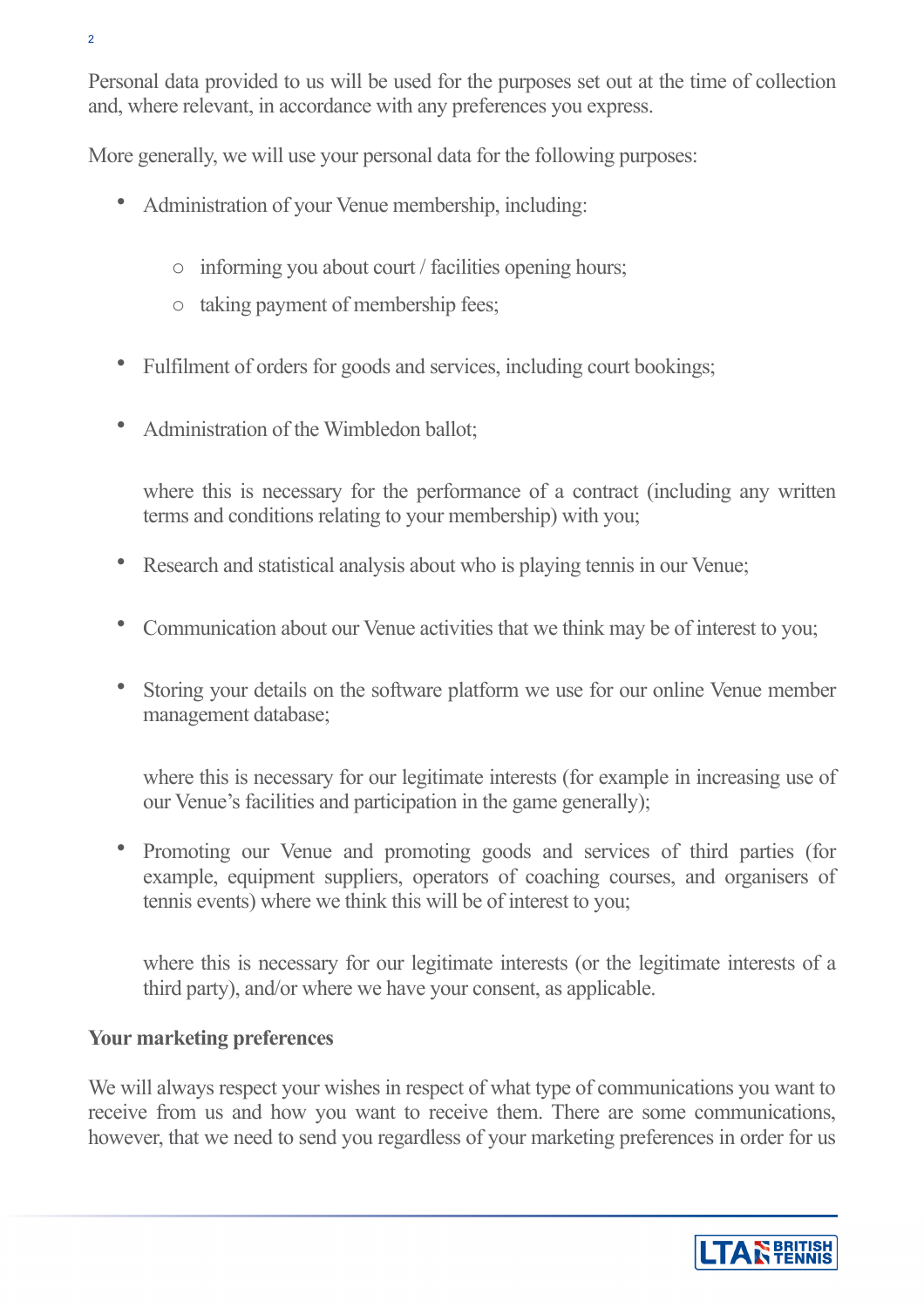Personal data provided to us will be used for the purposes set out at the time of collection and, where relevant, in accordance with any preferences you express.

More generally, we will use your personal data for the following purposes:

- Administration of your Venue membership, including:
  - informing you about court / facilities opening hours;
  - taking payment of membership fees;
- Fulfilment of orders for goods and services, including court bookings;
- Administration of the Wimbledon ballot;

  where this is necessary for the performance of a contract (including any written terms and conditions relating to your membership) with you;

- Research and statistical analysis about who is playing tennis in our Venue;
- Communication about our Venue activities that we think may be of interest to you;
- Storing your details on the software platform we use for our online Venue member management database;

  where this is necessary for our legitimate interests (for example in increasing use of our Venue's facilities and participation in the game generally);

- Promoting our Venue and promoting goods and services of third parties (for example, equipment suppliers, operators of coaching courses, and organisers of tennis events) where we think this will be of interest to you;

  where this is necessary for our legitimate interests (or the legitimate interests of a third party), and/or where we have your consent, as applicable.

**Your marketing preferences**

We will always respect your wishes in respect of what type of communications you want to receive from us and how you want to receive them. There are some communications, however, that we need to send you regardless of your marketing preferences in order for us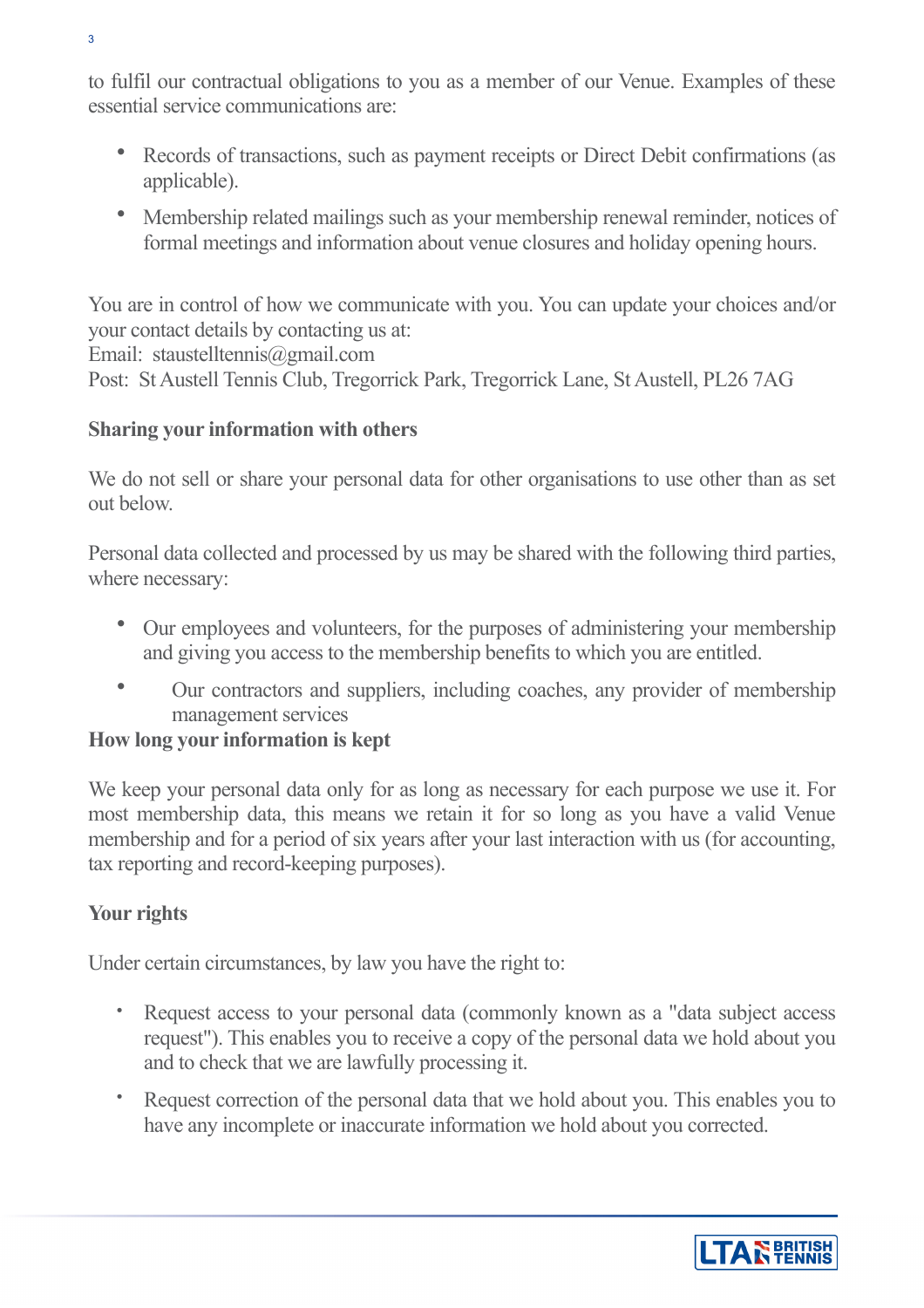to fulfil our contractual obligations to you as a member of our Venue. Examples of these essential service communications are:

- Records of transactions, such as payment receipts or Direct Debit confirmations (as applicable).
- Membership related mailings such as your membership renewal reminder, notices of formal meetings and information about venue closures and holiday opening hours.

You are in control of how we communicate with you. You can update your choices and/or your contact details by contacting us at:
Email: staustelltennis@gmail.com
Post: St Austell Tennis Club, Tregorrick Park, Tregorrick Lane, St Austell, PL26 7AG

**Sharing your information with others**

We do not sell or share your personal data for other organisations to use other than as set out below.

Personal data collected and processed by us may be shared with the following third parties, where necessary:

- Our employees and volunteers, for the purposes of administering your membership and giving you access to the membership benefits to which you are entitled.
- Our contractors and suppliers, including coaches, any provider of membership management services

**How long your information is kept**

We keep your personal data only for as long as necessary for each purpose we use it. For most membership data, this means we retain it for so long as you have a valid Venue membership and for a period of six years after your last interaction with us (for accounting, tax reporting and record-keeping purposes).

**Your rights**

Under certain circumstances, by law you have the right to:

- Request access to your personal data (commonly known as a "data subject access request"). This enables you to receive a copy of the personal data we hold about you and to check that we are lawfully processing it.
- Request correction of the personal data that we hold about you. This enables you to have any incomplete or inaccurate information we hold about you corrected.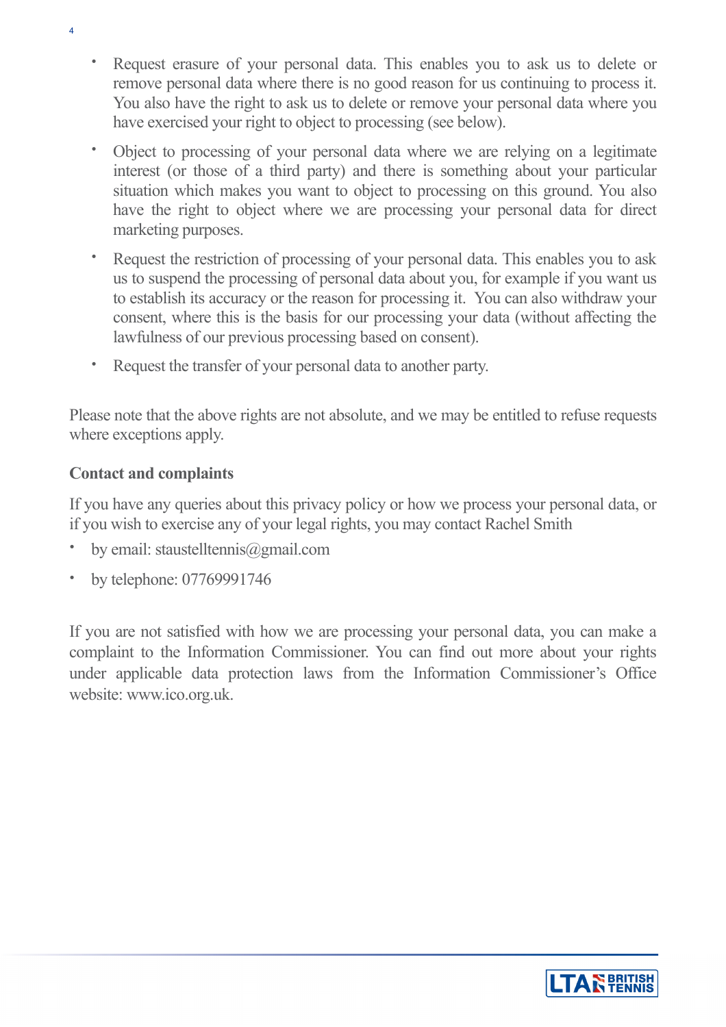- Request erasure of your personal data. This enables you to ask us to delete or remove personal data where there is no good reason for us continuing to process it. You also have the right to ask us to delete or remove your personal data where you have exercised your right to object to processing (see below).
- Object to processing of your personal data where we are relying on a legitimate interest (or those of a third party) and there is something about your particular situation which makes you want to object to processing on this ground. You also have the right to object where we are processing your personal data for direct marketing purposes.
- Request the restriction of processing of your personal data. This enables you to ask us to suspend the processing of personal data about you, for example if you want us to establish its accuracy or the reason for processing it. You can also withdraw your consent, where this is the basis for our processing your data (without affecting the lawfulness of our previous processing based on consent).
- Request the transfer of your personal data to another party.

Please note that the above rights are not absolute, and we may be entitled to refuse requests where exceptions apply.

**Contact and complaints**

If you have any queries about this privacy policy or how we process your personal data, or if you wish to exercise any of your legal rights, you may contact Rachel Smith

- by email: staustelltennis@gmail.com
- by telephone: 07769991746

If you are not satisfied with how we are processing your personal data, you can make a complaint to the Information Commissioner. You can find out more about your rights under applicable data protection laws from the Information Commissioner's Office website: www.ico.org.uk.